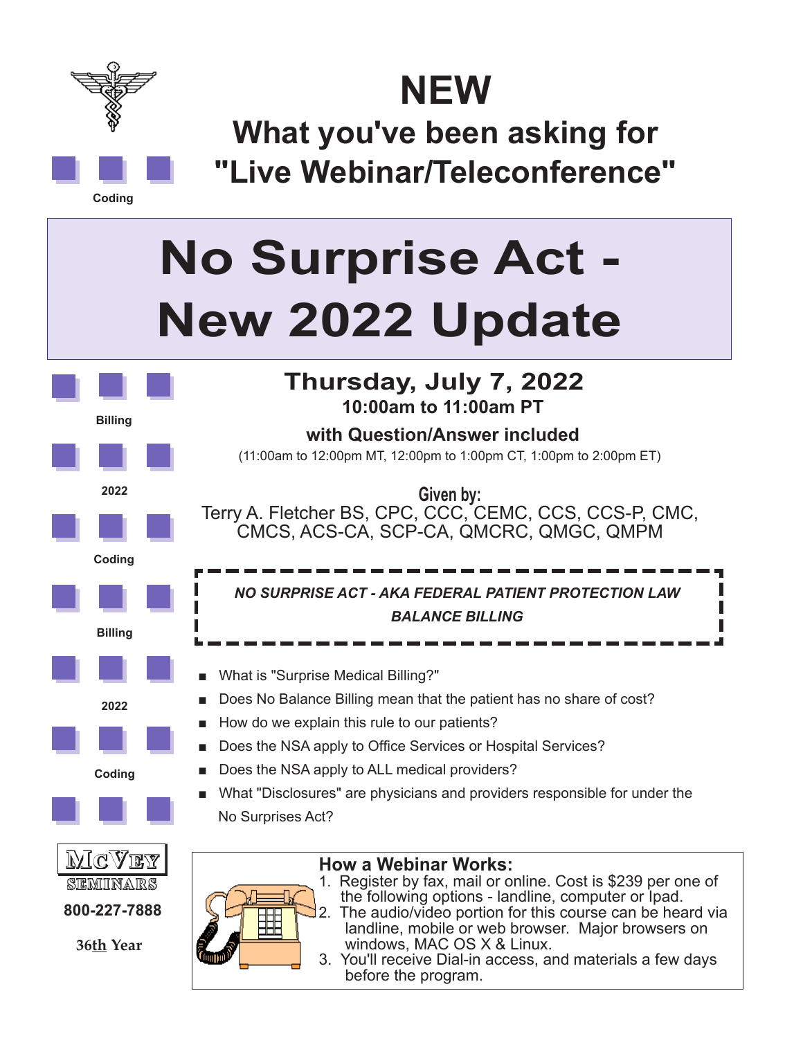Coding

# NEW

## What you've been asking for "Live Webinar/Teleconference"

# No Surprise Act - New 2022 Update

## Thursday, July 7, 2022

**10:00am to 11:00am PT**

**with Question/Answer included**

(11:00am to 12:00pm MT, 12:00pm to 1:00pm CT, 1:00pm to 2:00pm ET)

**Given by:**

Terry A. Fletcher BS, CPC, CCC, CEMC, CCS, CCS-P, CMC, CMCS, ACS-CA, SCP-CA, QMCRC, QMGC, QMPM

Billing

2022

Coding

Billing

2022

Coding

***NO SURPRISE ACT - AKA FEDERAL PATIENT PROTECTION LAW***

***BALANCE BILLING***

- What is "Surprise Medical Billing?"
- Does No Balance Billing mean that the patient has no share of cost?
- How do we explain this rule to our patients?
- Does the NSA apply to Office Services or Hospital Services?
- Does the NSA apply to ALL medical providers?
- What "Disclosures" are physicians and providers responsible for under the No Surprises Act?

McVEY SEMINARS

**800-227-7888**

**36th Year**

### How a Webinar Works:

1. Register by fax, mail or online. Cost is $239 per one of the following options - landline, computer or Ipad.
2. The audio/video portion for this course can be heard via landline, mobile or web browser. Major browsers on windows, MAC OS X & Linux.
3. You'll receive Dial-in access, and materials a few days before the program.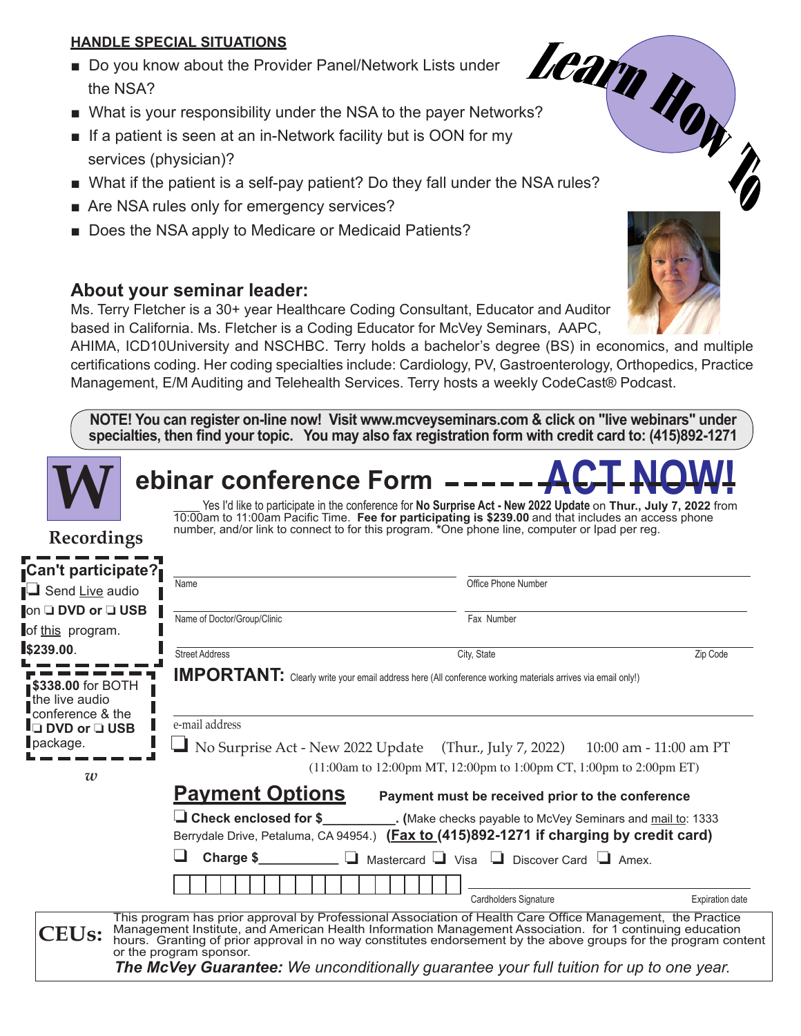**HANDLE SPECIAL SITUATIONS**

- Do you know about the Provider Panel/Network Lists under the NSA?
- What is your responsibility under the NSA to the payer Networks?
- If a patient is seen at an in-Network facility but is OON for my services (physician)?
- What if the patient is a self-pay patient? Do they fall under the NSA rules?
- Are NSA rules only for emergency services?
- Does the NSA apply to Medicare or Medicaid Patients?

*Learn How To*

## About your seminar leader:

Ms. Terry Fletcher is a 30+ year Healthcare Coding Consultant, Educator and Auditor based in California. Ms. Fletcher is a Coding Educator for McVey Seminars, AAPC, AHIMA, ICD10University and NSCHBC. Terry holds a bachelor's degree (BS) in economics, and multiple certifications coding. Her coding specialties include: Cardiology, PV, Gastroenterology, Orthopedics, Practice Management, E/M Auditing and Telehealth Services. Terry hosts a weekly CodeCast® Podcast.

**NOTE! You can register on-line now! Visit www.mcveyseminars.com & click on "live webinars" under specialties, then find your topic. You may also fax registration form with credit card to: (415)892-1271**

# Webinar conference Form ------ ACT NOW!

____ Yes I'd like to participate in the conference for **No Surprise Act - New 2022 Update** on **Thur., July 7, 2022** from 10:00am to 11:00am Pacific Time. **Fee for participating is $239.00** and that includes an access phone number, and/or link to connect to for this program. *One phone line, computer or Ipad per reg.

**Recordings**

**Can't participate?**
❑ Send Live audio on ❑ **DVD or** ❑ **USB** of this program. **$239.00**.

**$338.00** for BOTH the live audio conference & the ❑ **DVD or** ❑ **USB** package.

Name ____________________ Office Phone Number ____________________

Name of Doctor/Group/Clinic ____________________ Fax Number ____________________

Street Address ____________________ City, State ____________________ Zip Code ____________________

**IMPORTANT:** Clearly write your email address here (All conference working materials arrives via email only!)

e-mail address ____________________

❑ No Surprise Act - New 2022 Update (Thur., July 7, 2022) 10:00 am - 11:00 am PT
(11:00am to 12:00pm MT, 12:00pm to 1:00pm CT, 1:00pm to 2:00pm ET)

## Payment Options

**Payment must be received prior to the conference**

❑ **Check enclosed for $__________.** (Make checks payable to McVey Seminars and mail to: 1333 Berrydale Drive, Petaluma, CA 94954.) **(Fax to (415)892-1271 if charging by credit card)**

❑ **Charge $__________** ❑ Mastercard ❑ Visa ❑ Discover Card ❑ Amex.

Cardholders Signature ____________________ Expiration date ____________________

**CEUs:** This program has prior approval by Professional Association of Health Care Office Management, the Practice Management Institute, and American Health Information Management Association. for 1 continuing education hours. Granting of prior approval in no way constitutes endorsement by the above groups for the program content or the program sponsor.

***The McVey Guarantee:*** *We unconditionally guarantee your full tuition for up to one year.*